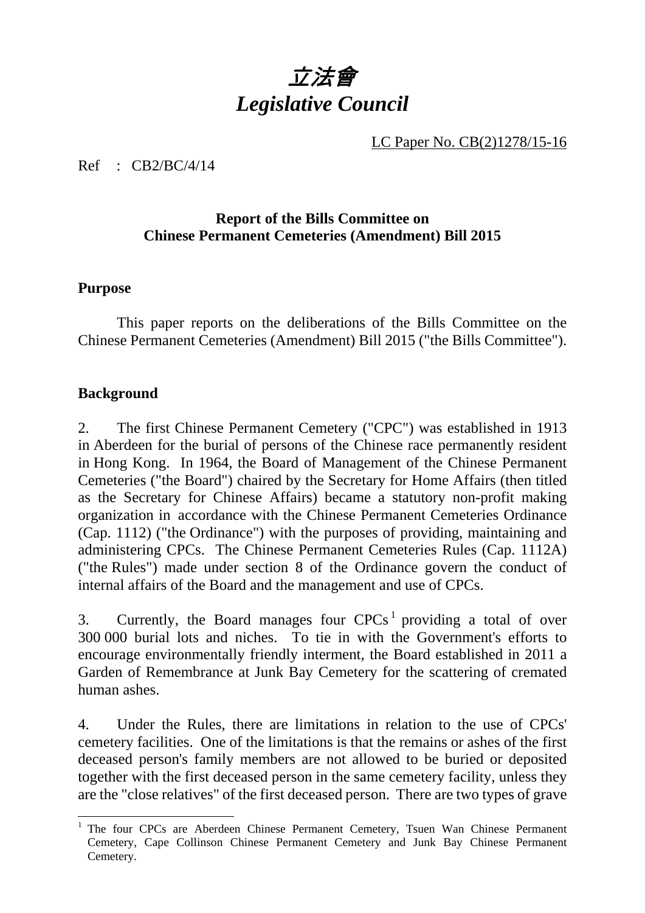# *立法會*
# *Legislative Council*

LC Paper No. CB(2)1278/15-16

Ref : CB2/BC/4/14

**Report of the Bills Committee on Chinese Permanent Cemeteries (Amendment) Bill 2015**

**Purpose**

This paper reports on the deliberations of the Bills Committee on the Chinese Permanent Cemeteries (Amendment) Bill 2015 ("the Bills Committee").

**Background**

2. The first Chinese Permanent Cemetery ("CPC") was established in 1913 in Aberdeen for the burial of persons of the Chinese race permanently resident in Hong Kong. In 1964, the Board of Management of the Chinese Permanent Cemeteries ("the Board") chaired by the Secretary for Home Affairs (then titled as the Secretary for Chinese Affairs) became a statutory non-profit making organization in accordance with the Chinese Permanent Cemeteries Ordinance (Cap. 1112) ("the Ordinance") with the purposes of providing, maintaining and administering CPCs. The Chinese Permanent Cemeteries Rules (Cap. 1112A) ("the Rules") made under section 8 of the Ordinance govern the conduct of internal affairs of the Board and the management and use of CPCs.

3. Currently, the Board manages four CPCs [1] providing a total of over 300 000 burial lots and niches. To tie in with the Government's efforts to encourage environmentally friendly interment, the Board established in 2011 a Garden of Remembrance at Junk Bay Cemetery for the scattering of cremated human ashes.

4. Under the Rules, there are limitations in relation to the use of CPCs' cemetery facilities. One of the limitations is that the remains or ashes of the first deceased person's family members are not allowed to be buried or deposited together with the first deceased person in the same cemetery facility, unless they are the "close relatives" of the first deceased person. There are two types of grave

[1] The four CPCs are Aberdeen Chinese Permanent Cemetery, Tsuen Wan Chinese Permanent Cemetery, Cape Collinson Chinese Permanent Cemetery and Junk Bay Chinese Permanent Cemetery.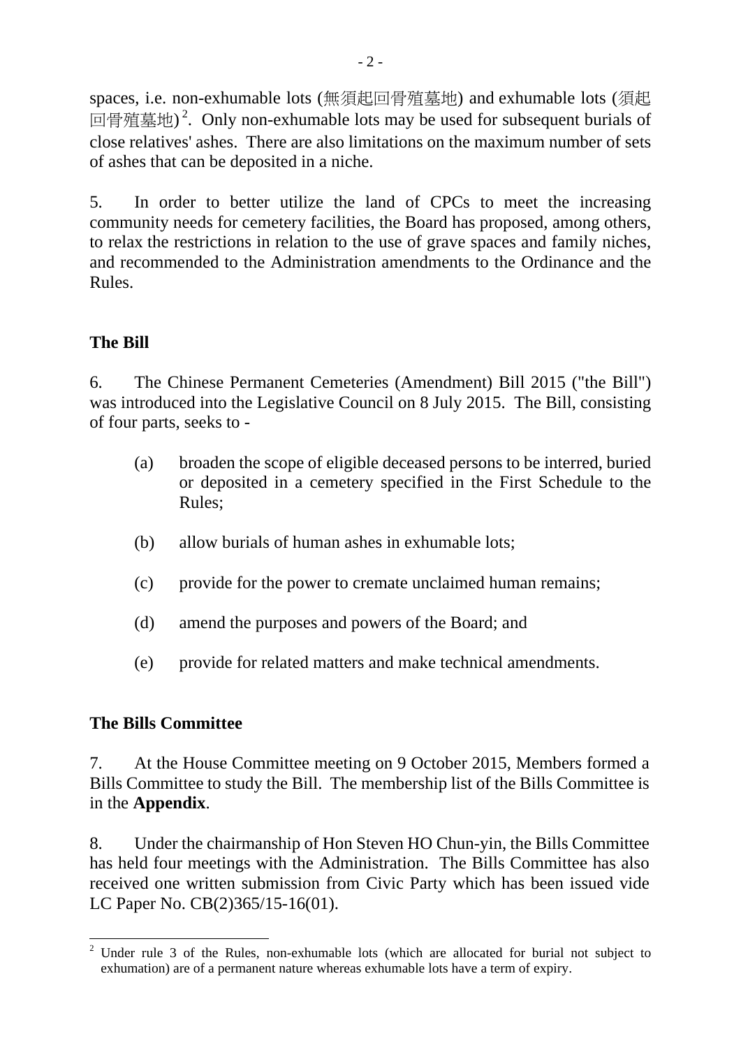spaces, i.e. non-exhumable lots (無須起回骨殖墓地) and exhumable lots (須起回骨殖墓地)[2]. Only non-exhumable lots may be used for subsequent burials of close relatives' ashes. There are also limitations on the maximum number of sets of ashes that can be deposited in a niche.

5. In order to better utilize the land of CPCs to meet the increasing community needs for cemetery facilities, the Board has proposed, among others, to relax the restrictions in relation to the use of grave spaces and family niches, and recommended to the Administration amendments to the Ordinance and the Rules.

## The Bill

6. The Chinese Permanent Cemeteries (Amendment) Bill 2015 ("the Bill") was introduced into the Legislative Council on 8 July 2015. The Bill, consisting of four parts, seeks to -

(a) broaden the scope of eligible deceased persons to be interred, buried or deposited in a cemetery specified in the First Schedule to the Rules;

(b) allow burials of human ashes in exhumable lots;

(c) provide for the power to cremate unclaimed human remains;

(d) amend the purposes and powers of the Board; and

(e) provide for related matters and make technical amendments.

## The Bills Committee

7. At the House Committee meeting on 9 October 2015, Members formed a Bills Committee to study the Bill. The membership list of the Bills Committee is in the **Appendix**.

8. Under the chairmanship of Hon Steven HO Chun-yin, the Bills Committee has held four meetings with the Administration. The Bills Committee has also received one written submission from Civic Party which has been issued vide LC Paper No. CB(2)365/15-16(01).

---

[2] Under rule 3 of the Rules, non-exhumable lots (which are allocated for burial not subject to exhumation) are of a permanent nature whereas exhumable lots have a term of expiry.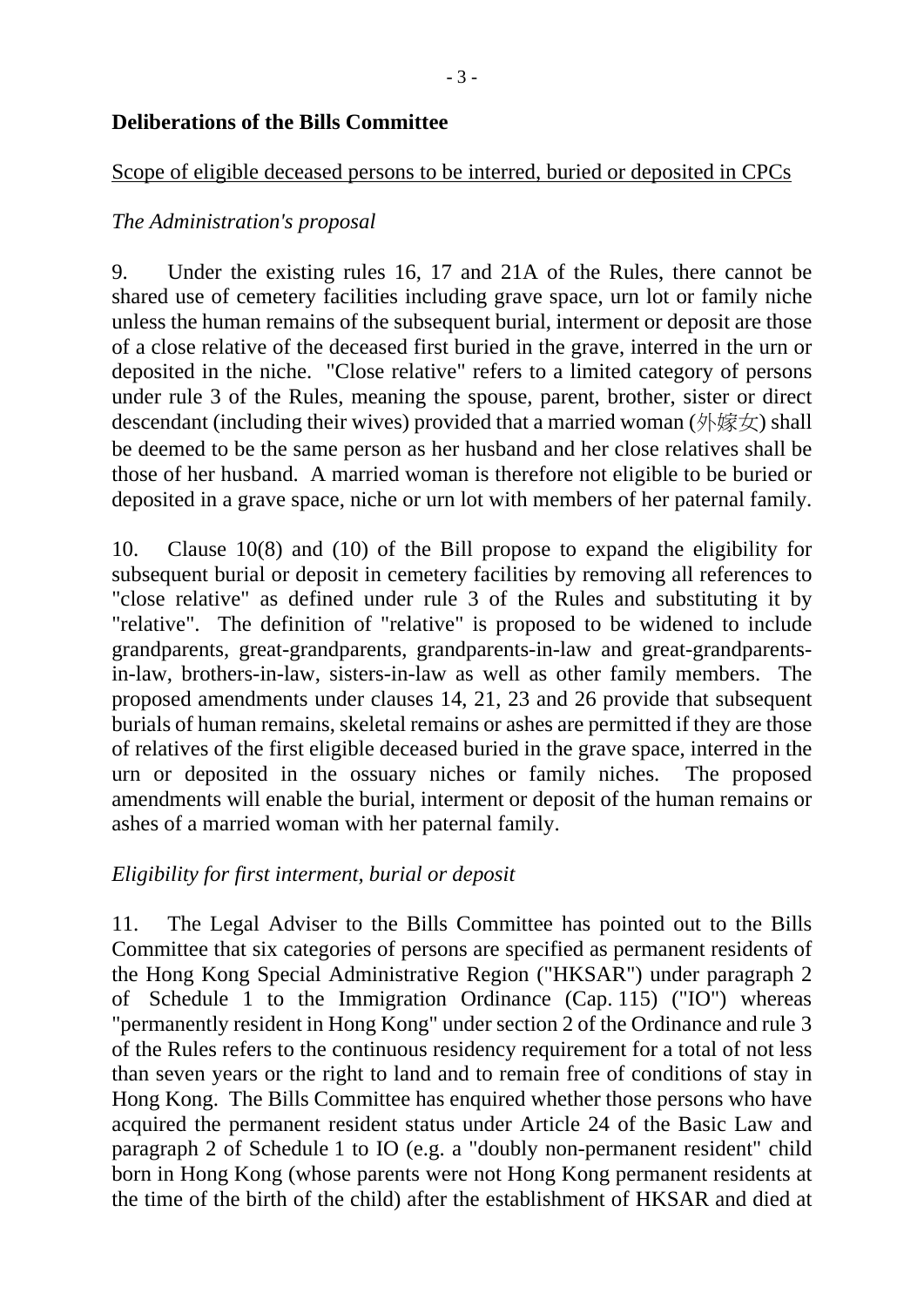**Deliberations of the Bills Committee**

Scope of eligible deceased persons to be interred, buried or deposited in CPCs

*The Administration's proposal*

9. Under the existing rules 16, 17 and 21A of the Rules, there cannot be shared use of cemetery facilities including grave space, urn lot or family niche unless the human remains of the subsequent burial, interment or deposit are those of a close relative of the deceased first buried in the grave, interred in the urn or deposited in the niche. "Close relative" refers to a limited category of persons under rule 3 of the Rules, meaning the spouse, parent, brother, sister or direct descendant (including their wives) provided that a married woman (外嫁女) shall be deemed to be the same person as her husband and her close relatives shall be those of her husband. A married woman is therefore not eligible to be buried or deposited in a grave space, niche or urn lot with members of her paternal family.

10. Clause 10(8) and (10) of the Bill propose to expand the eligibility for subsequent burial or deposit in cemetery facilities by removing all references to "close relative" as defined under rule 3 of the Rules and substituting it by "relative". The definition of "relative" is proposed to be widened to include grandparents, great-grandparents, grandparents-in-law and great-grandparents-in-law, brothers-in-law, sisters-in-law as well as other family members. The proposed amendments under clauses 14, 21, 23 and 26 provide that subsequent burials of human remains, skeletal remains or ashes are permitted if they are those of relatives of the first eligible deceased buried in the grave space, interred in the urn or deposited in the ossuary niches or family niches. The proposed amendments will enable the burial, interment or deposit of the human remains or ashes of a married woman with her paternal family.

*Eligibility for first interment, burial or deposit*

11. The Legal Adviser to the Bills Committee has pointed out to the Bills Committee that six categories of persons are specified as permanent residents of the Hong Kong Special Administrative Region ("HKSAR") under paragraph 2 of Schedule 1 to the Immigration Ordinance (Cap. 115) ("IO") whereas "permanently resident in Hong Kong" under section 2 of the Ordinance and rule 3 of the Rules refers to the continuous residency requirement for a total of not less than seven years or the right to land and to remain free of conditions of stay in Hong Kong. The Bills Committee has enquired whether those persons who have acquired the permanent resident status under Article 24 of the Basic Law and paragraph 2 of Schedule 1 to IO (e.g. a "doubly non-permanent resident" child born in Hong Kong (whose parents were not Hong Kong permanent residents at the time of the birth of the child) after the establishment of HKSAR and died at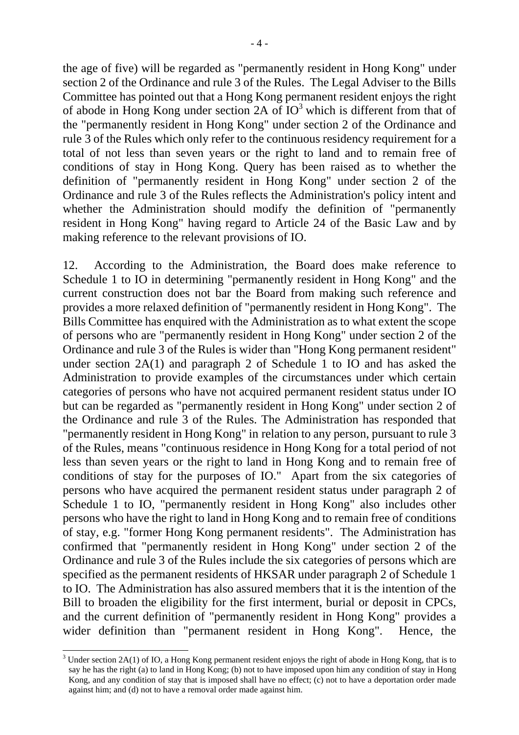the age of five) will be regarded as "permanently resident in Hong Kong" under section 2 of the Ordinance and rule 3 of the Rules. The Legal Adviser to the Bills Committee has pointed out that a Hong Kong permanent resident enjoys the right of abode in Hong Kong under section 2A of IO[3] which is different from that of the "permanently resident in Hong Kong" under section 2 of the Ordinance and rule 3 of the Rules which only refer to the continuous residency requirement for a total of not less than seven years or the right to land and to remain free of conditions of stay in Hong Kong. Query has been raised as to whether the definition of "permanently resident in Hong Kong" under section 2 of the Ordinance and rule 3 of the Rules reflects the Administration's policy intent and whether the Administration should modify the definition of "permanently resident in Hong Kong" having regard to Article 24 of the Basic Law and by making reference to the relevant provisions of IO.

12. According to the Administration, the Board does make reference to Schedule 1 to IO in determining "permanently resident in Hong Kong" and the current construction does not bar the Board from making such reference and provides a more relaxed definition of "permanently resident in Hong Kong". The Bills Committee has enquired with the Administration as to what extent the scope of persons who are "permanently resident in Hong Kong" under section 2 of the Ordinance and rule 3 of the Rules is wider than "Hong Kong permanent resident" under section 2A(1) and paragraph 2 of Schedule 1 to IO and has asked the Administration to provide examples of the circumstances under which certain categories of persons who have not acquired permanent resident status under IO but can be regarded as "permanently resident in Hong Kong" under section 2 of the Ordinance and rule 3 of the Rules. The Administration has responded that "permanently resident in Hong Kong" in relation to any person, pursuant to rule 3 of the Rules, means "continuous residence in Hong Kong for a total period of not less than seven years or the right to land in Hong Kong and to remain free of conditions of stay for the purposes of IO." Apart from the six categories of persons who have acquired the permanent resident status under paragraph 2 of Schedule 1 to IO, "permanently resident in Hong Kong" also includes other persons who have the right to land in Hong Kong and to remain free of conditions of stay, e.g. "former Hong Kong permanent residents". The Administration has confirmed that "permanently resident in Hong Kong" under section 2 of the Ordinance and rule 3 of the Rules include the six categories of persons which are specified as the permanent residents of HKSAR under paragraph 2 of Schedule 1 to IO. The Administration has also assured members that it is the intention of the Bill to broaden the eligibility for the first interment, burial or deposit in CPCs, and the current definition of "permanently resident in Hong Kong" provides a wider definition than "permanent resident in Hong Kong". Hence, the

---

[3] Under section 2A(1) of IO, a Hong Kong permanent resident enjoys the right of abode in Hong Kong, that is to say he has the right (a) to land in Hong Kong; (b) not to have imposed upon him any condition of stay in Hong Kong, and any condition of stay that is imposed shall have no effect; (c) not to have a deportation order made against him; and (d) not to have a removal order made against him.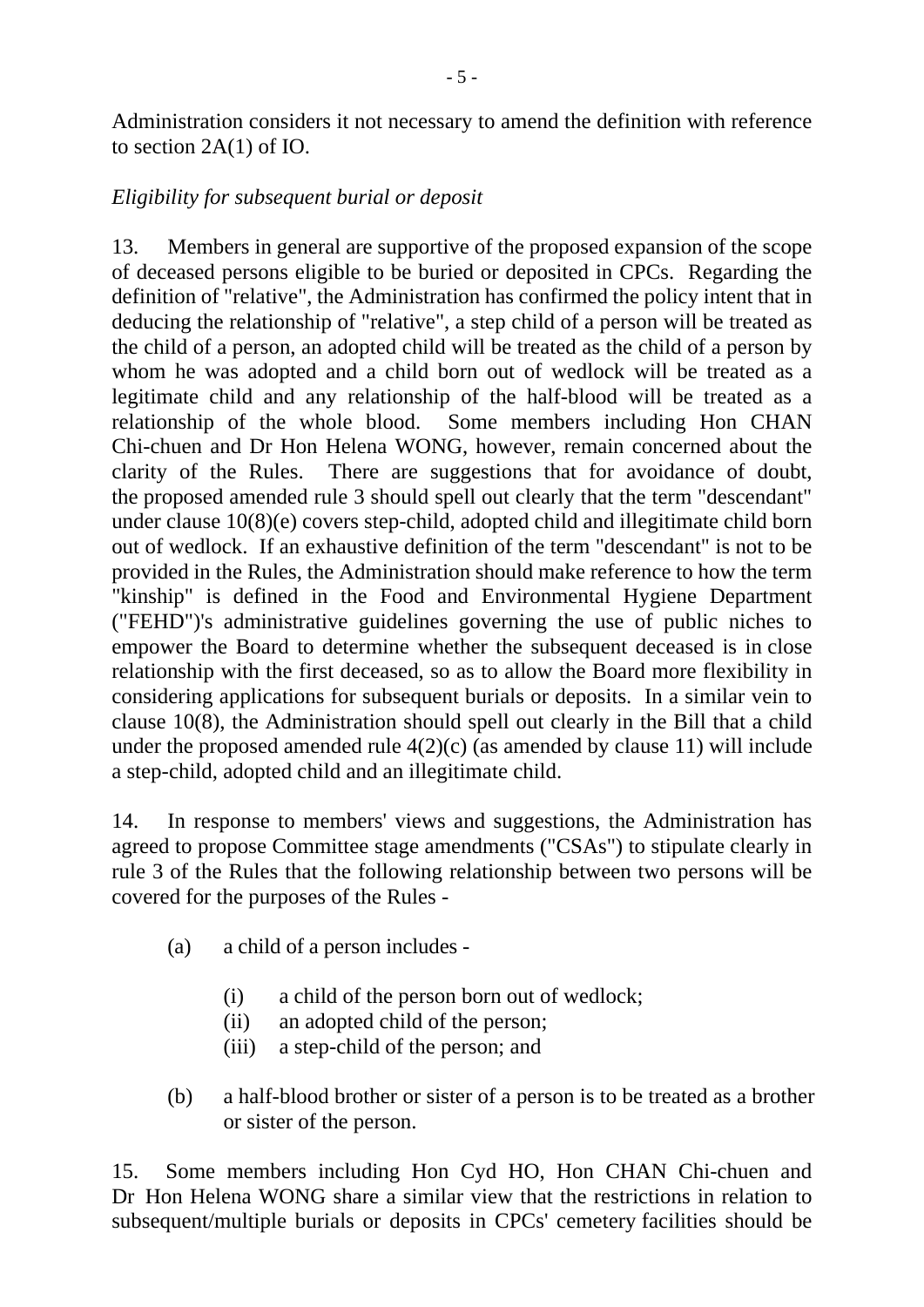Administration considers it not necessary to amend the definition with reference to section 2A(1) of IO.

*Eligibility for subsequent burial or deposit*

13. Members in general are supportive of the proposed expansion of the scope of deceased persons eligible to be buried or deposited in CPCs. Regarding the definition of "relative", the Administration has confirmed the policy intent that in deducing the relationship of "relative", a step child of a person will be treated as the child of a person, an adopted child will be treated as the child of a person by whom he was adopted and a child born out of wedlock will be treated as a legitimate child and any relationship of the half-blood will be treated as a relationship of the whole blood. Some members including Hon CHAN Chi-chuen and Dr Hon Helena WONG, however, remain concerned about the clarity of the Rules. There are suggestions that for avoidance of doubt, the proposed amended rule 3 should spell out clearly that the term "descendant" under clause 10(8)(e) covers step-child, adopted child and illegitimate child born out of wedlock. If an exhaustive definition of the term "descendant" is not to be provided in the Rules, the Administration should make reference to how the term "kinship" is defined in the Food and Environmental Hygiene Department ("FEHD")'s administrative guidelines governing the use of public niches to empower the Board to determine whether the subsequent deceased is in close relationship with the first deceased, so as to allow the Board more flexibility in considering applications for subsequent burials or deposits. In a similar vein to clause 10(8), the Administration should spell out clearly in the Bill that a child under the proposed amended rule 4(2)(c) (as amended by clause 11) will include a step-child, adopted child and an illegitimate child.

14. In response to members' views and suggestions, the Administration has agreed to propose Committee stage amendments ("CSAs") to stipulate clearly in rule 3 of the Rules that the following relationship between two persons will be covered for the purposes of the Rules -

- (a) a child of a person includes -
  - (i) a child of the person born out of wedlock;
  - (ii) an adopted child of the person;
  - (iii) a step-child of the person; and
- (b) a half-blood brother or sister of a person is to be treated as a brother or sister of the person.

15. Some members including Hon Cyd HO, Hon CHAN Chi-chuen and Dr Hon Helena WONG share a similar view that the restrictions in relation to subsequent/multiple burials or deposits in CPCs' cemetery facilities should be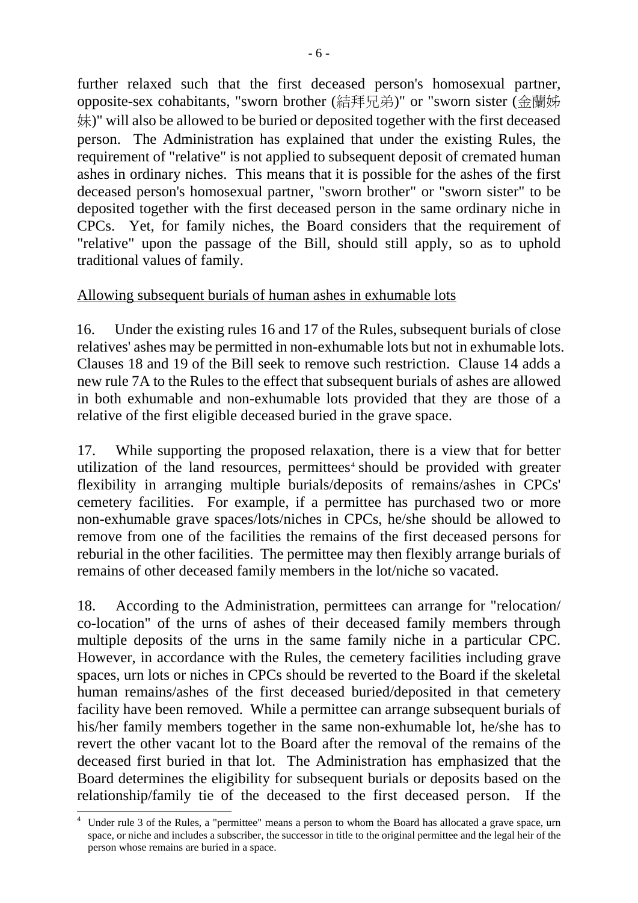further relaxed such that the first deceased person's homosexual partner, opposite-sex cohabitants, "sworn brother (結拜兄弟)" or "sworn sister (金蘭姊妹)" will also be allowed to be buried or deposited together with the first deceased person. The Administration has explained that under the existing Rules, the requirement of "relative" is not applied to subsequent deposit of cremated human ashes in ordinary niches. This means that it is possible for the ashes of the first deceased person's homosexual partner, "sworn brother" or "sworn sister" to be deposited together with the first deceased person in the same ordinary niche in CPCs. Yet, for family niches, the Board considers that the requirement of "relative" upon the passage of the Bill, should still apply, so as to uphold traditional values of family.

Allowing subsequent burials of human ashes in exhumable lots

16. Under the existing rules 16 and 17 of the Rules, subsequent burials of close relatives' ashes may be permitted in non-exhumable lots but not in exhumable lots. Clauses 18 and 19 of the Bill seek to remove such restriction. Clause 14 adds a new rule 7A to the Rules to the effect that subsequent burials of ashes are allowed in both exhumable and non-exhumable lots provided that they are those of a relative of the first eligible deceased buried in the grave space.

17. While supporting the proposed relaxation, there is a view that for better utilization of the land resources, permittees[4] should be provided with greater flexibility in arranging multiple burials/deposits of remains/ashes in CPCs' cemetery facilities. For example, if a permittee has purchased two or more non-exhumable grave spaces/lots/niches in CPCs, he/she should be allowed to remove from one of the facilities the remains of the first deceased persons for reburial in the other facilities. The permittee may then flexibly arrange burials of remains of other deceased family members in the lot/niche so vacated.

18. According to the Administration, permittees can arrange for "relocation/co-location" of the urns of ashes of their deceased family members through multiple deposits of the urns in the same family niche in a particular CPC. However, in accordance with the Rules, the cemetery facilities including grave spaces, urn lots or niches in CPCs should be reverted to the Board if the skeletal human remains/ashes of the first deceased buried/deposited in that cemetery facility have been removed. While a permittee can arrange subsequent burials of his/her family members together in the same non-exhumable lot, he/she has to revert the other vacant lot to the Board after the removal of the remains of the deceased first buried in that lot. The Administration has emphasized that the Board determines the eligibility for subsequent burials or deposits based on the relationship/family tie of the deceased to the first deceased person. If the

[4] Under rule 3 of the Rules, a "permittee" means a person to whom the Board has allocated a grave space, urn space, or niche and includes a subscriber, the successor in title to the original permittee and the legal heir of the person whose remains are buried in a space.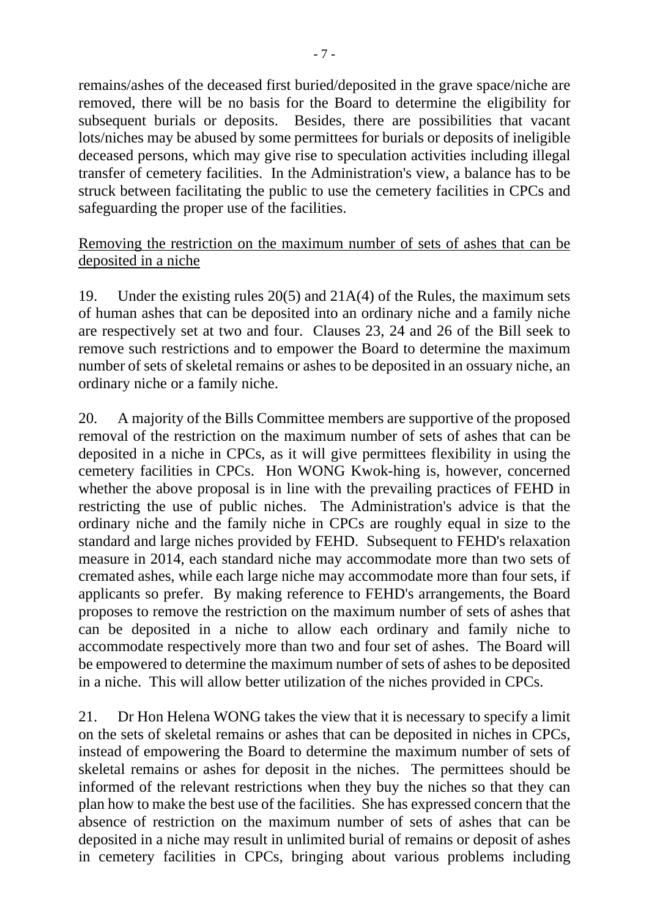remains/ashes of the deceased first buried/deposited in the grave space/niche are removed, there will be no basis for the Board to determine the eligibility for subsequent burials or deposits. Besides, there are possibilities that vacant lots/niches may be abused by some permittees for burials or deposits of ineligible deceased persons, which may give rise to speculation activities including illegal transfer of cemetery facilities. In the Administration's view, a balance has to be struck between facilitating the public to use the cemetery facilities in CPCs and safeguarding the proper use of the facilities.

Removing the restriction on the maximum number of sets of ashes that can be deposited in a niche

19. Under the existing rules 20(5) and 21A(4) of the Rules, the maximum sets of human ashes that can be deposited into an ordinary niche and a family niche are respectively set at two and four. Clauses 23, 24 and 26 of the Bill seek to remove such restrictions and to empower the Board to determine the maximum number of sets of skeletal remains or ashes to be deposited in an ossuary niche, an ordinary niche or a family niche.

20. A majority of the Bills Committee members are supportive of the proposed removal of the restriction on the maximum number of sets of ashes that can be deposited in a niche in CPCs, as it will give permittees flexibility in using the cemetery facilities in CPCs. Hon WONG Kwok-hing is, however, concerned whether the above proposal is in line with the prevailing practices of FEHD in restricting the use of public niches. The Administration's advice is that the ordinary niche and the family niche in CPCs are roughly equal in size to the standard and large niches provided by FEHD. Subsequent to FEHD's relaxation measure in 2014, each standard niche may accommodate more than two sets of cremated ashes, while each large niche may accommodate more than four sets, if applicants so prefer. By making reference to FEHD's arrangements, the Board proposes to remove the restriction on the maximum number of sets of ashes that can be deposited in a niche to allow each ordinary and family niche to accommodate respectively more than two and four set of ashes. The Board will be empowered to determine the maximum number of sets of ashes to be deposited in a niche. This will allow better utilization of the niches provided in CPCs.

21. Dr Hon Helena WONG takes the view that it is necessary to specify a limit on the sets of skeletal remains or ashes that can be deposited in niches in CPCs, instead of empowering the Board to determine the maximum number of sets of skeletal remains or ashes for deposit in the niches. The permittees should be informed of the relevant restrictions when they buy the niches so that they can plan how to make the best use of the facilities. She has expressed concern that the absence of restriction on the maximum number of sets of ashes that can be deposited in a niche may result in unlimited burial of remains or deposit of ashes in cemetery facilities in CPCs, bringing about various problems including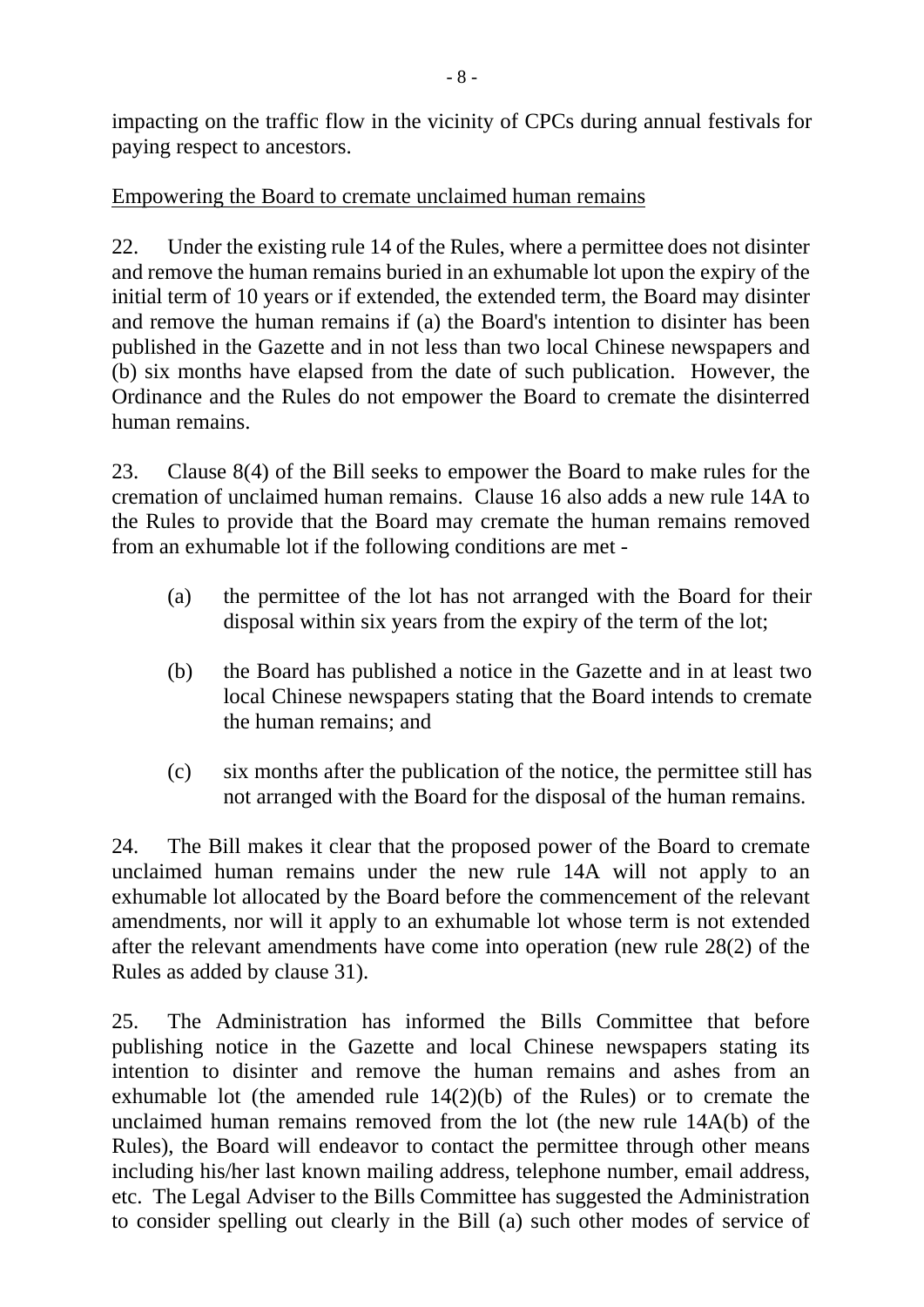impacting on the traffic flow in the vicinity of CPCs during annual festivals for paying respect to ancestors.

<u>Empowering the Board to cremate unclaimed human remains</u>

22. Under the existing rule 14 of the Rules, where a permittee does not disinter and remove the human remains buried in an exhumable lot upon the expiry of the initial term of 10 years or if extended, the extended term, the Board may disinter and remove the human remains if (a) the Board's intention to disinter has been published in the Gazette and in not less than two local Chinese newspapers and (b) six months have elapsed from the date of such publication. However, the Ordinance and the Rules do not empower the Board to cremate the disinterred human remains.

23. Clause 8(4) of the Bill seeks to empower the Board to make rules for the cremation of unclaimed human remains. Clause 16 also adds a new rule 14A to the Rules to provide that the Board may cremate the human remains removed from an exhumable lot if the following conditions are met -

(a) the permittee of the lot has not arranged with the Board for their disposal within six years from the expiry of the term of the lot;

(b) the Board has published a notice in the Gazette and in at least two local Chinese newspapers stating that the Board intends to cremate the human remains; and

(c) six months after the publication of the notice, the permittee still has not arranged with the Board for the disposal of the human remains.

24. The Bill makes it clear that the proposed power of the Board to cremate unclaimed human remains under the new rule 14A will not apply to an exhumable lot allocated by the Board before the commencement of the relevant amendments, nor will it apply to an exhumable lot whose term is not extended after the relevant amendments have come into operation (new rule 28(2) of the Rules as added by clause 31).

25. The Administration has informed the Bills Committee that before publishing notice in the Gazette and local Chinese newspapers stating its intention to disinter and remove the human remains and ashes from an exhumable lot (the amended rule 14(2)(b) of the Rules) or to cremate the unclaimed human remains removed from the lot (the new rule 14A(b) of the Rules), the Board will endeavor to contact the permittee through other means including his/her last known mailing address, telephone number, email address, etc. The Legal Adviser to the Bills Committee has suggested the Administration to consider spelling out clearly in the Bill (a) such other modes of service of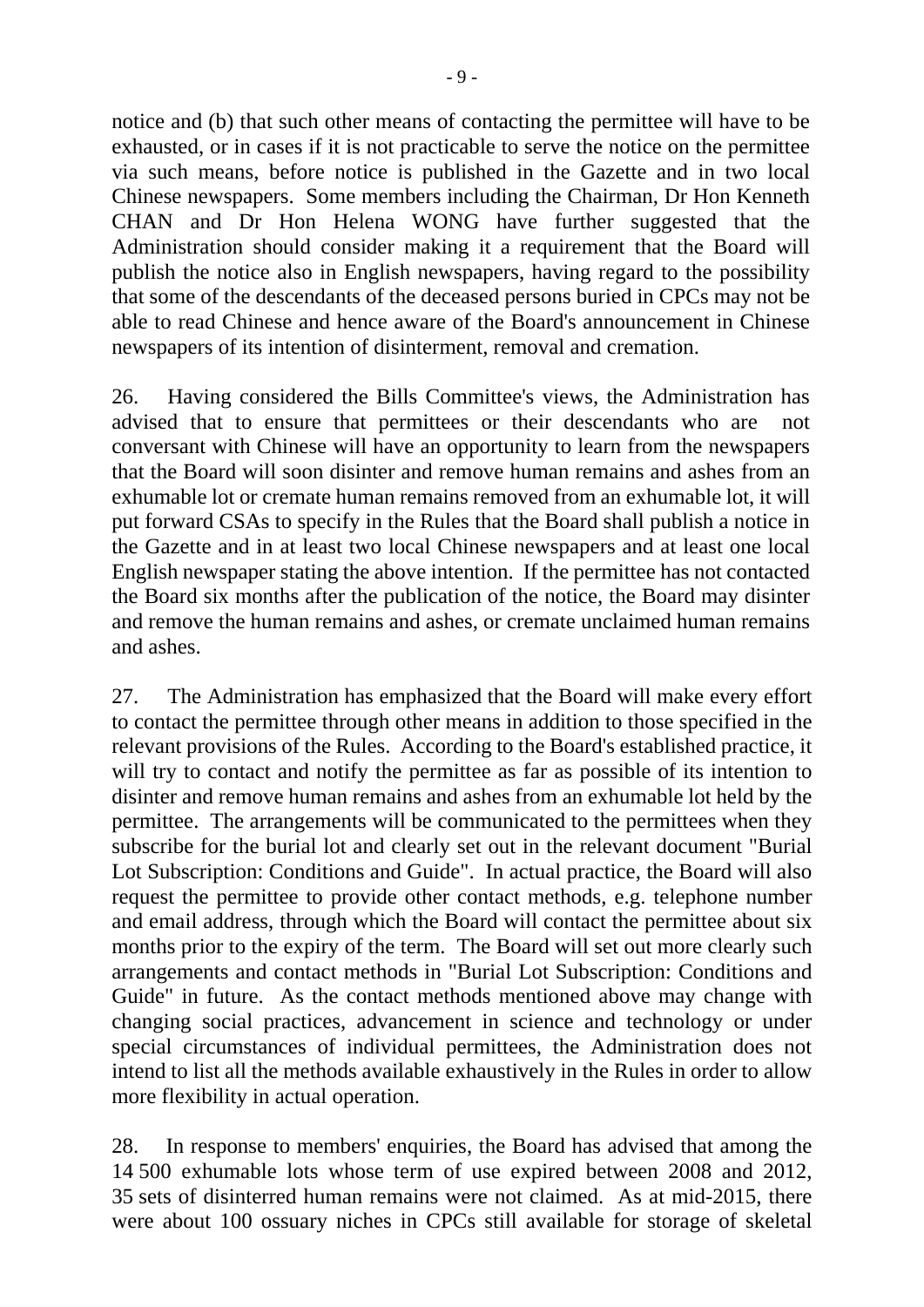notice and (b) that such other means of contacting the permittee will have to be exhausted, or in cases if it is not practicable to serve the notice on the permittee via such means, before notice is published in the Gazette and in two local Chinese newspapers. Some members including the Chairman, Dr Hon Kenneth CHAN and Dr Hon Helena WONG have further suggested that the Administration should consider making it a requirement that the Board will publish the notice also in English newspapers, having regard to the possibility that some of the descendants of the deceased persons buried in CPCs may not be able to read Chinese and hence aware of the Board's announcement in Chinese newspapers of its intention of disinterment, removal and cremation.

26. Having considered the Bills Committee's views, the Administration has advised that to ensure that permittees or their descendants who are not conversant with Chinese will have an opportunity to learn from the newspapers that the Board will soon disinter and remove human remains and ashes from an exhumable lot or cremate human remains removed from an exhumable lot, it will put forward CSAs to specify in the Rules that the Board shall publish a notice in the Gazette and in at least two local Chinese newspapers and at least one local English newspaper stating the above intention. If the permittee has not contacted the Board six months after the publication of the notice, the Board may disinter and remove the human remains and ashes, or cremate unclaimed human remains and ashes.

27. The Administration has emphasized that the Board will make every effort to contact the permittee through other means in addition to those specified in the relevant provisions of the Rules. According to the Board's established practice, it will try to contact and notify the permittee as far as possible of its intention to disinter and remove human remains and ashes from an exhumable lot held by the permittee. The arrangements will be communicated to the permittees when they subscribe for the burial lot and clearly set out in the relevant document "Burial Lot Subscription: Conditions and Guide". In actual practice, the Board will also request the permittee to provide other contact methods, e.g. telephone number and email address, through which the Board will contact the permittee about six months prior to the expiry of the term. The Board will set out more clearly such arrangements and contact methods in "Burial Lot Subscription: Conditions and Guide" in future. As the contact methods mentioned above may change with changing social practices, advancement in science and technology or under special circumstances of individual permittees, the Administration does not intend to list all the methods available exhaustively in the Rules in order to allow more flexibility in actual operation.

28. In response to members' enquiries, the Board has advised that among the 14 500 exhumable lots whose term of use expired between 2008 and 2012, 35 sets of disinterred human remains were not claimed. As at mid-2015, there were about 100 ossuary niches in CPCs still available for storage of skeletal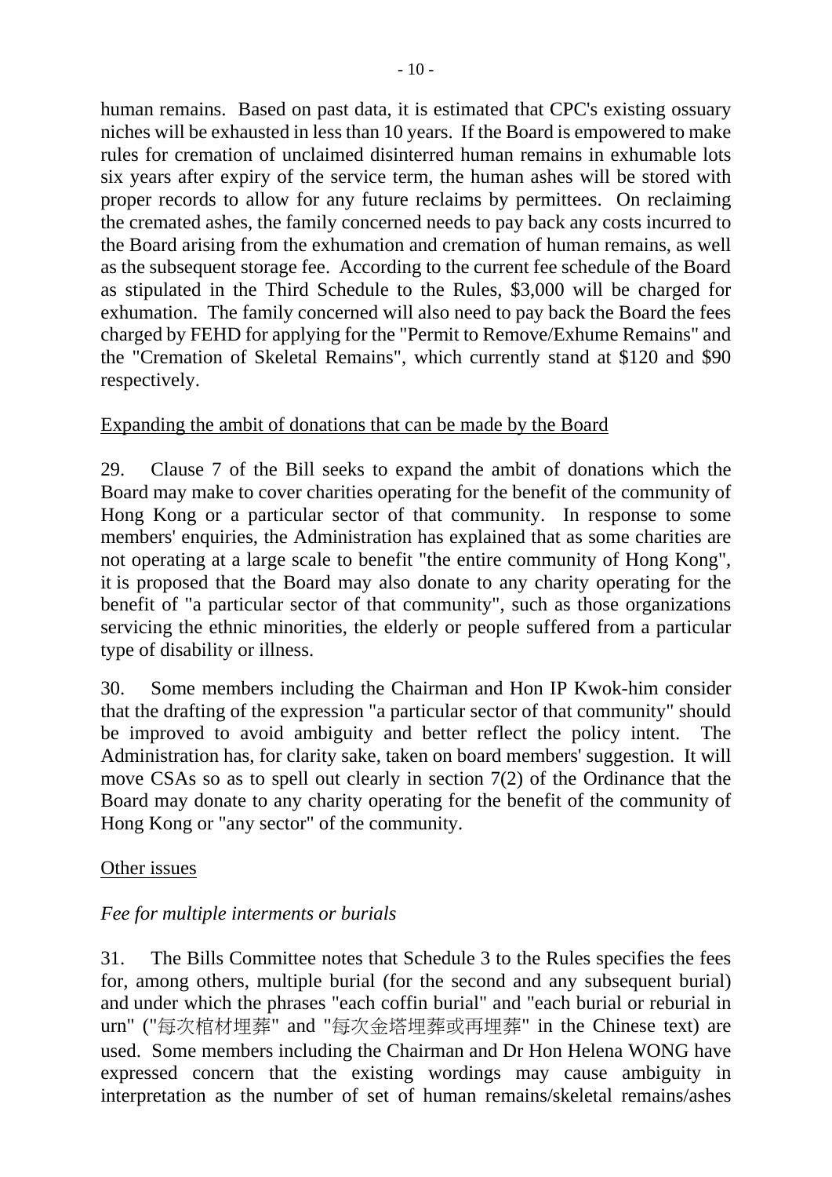human remains. Based on past data, it is estimated that CPC's existing ossuary niches will be exhausted in less than 10 years. If the Board is empowered to make rules for cremation of unclaimed disinterred human remains in exhumable lots six years after expiry of the service term, the human ashes will be stored with proper records to allow for any future reclaims by permittees. On reclaiming the cremated ashes, the family concerned needs to pay back any costs incurred to the Board arising from the exhumation and cremation of human remains, as well as the subsequent storage fee. According to the current fee schedule of the Board as stipulated in the Third Schedule to the Rules, $3,000 will be charged for exhumation. The family concerned will also need to pay back the Board the fees charged by FEHD for applying for the "Permit to Remove/Exhume Remains" and the "Cremation of Skeletal Remains", which currently stand at $120 and $90 respectively.

<u>Expanding the ambit of donations that can be made by the Board</u>

29. Clause 7 of the Bill seeks to expand the ambit of donations which the Board may make to cover charities operating for the benefit of the community of Hong Kong or a particular sector of that community. In response to some members' enquiries, the Administration has explained that as some charities are not operating at a large scale to benefit "the entire community of Hong Kong", it is proposed that the Board may also donate to any charity operating for the benefit of "a particular sector of that community", such as those organizations servicing the ethnic minorities, the elderly or people suffered from a particular type of disability or illness.

30. Some members including the Chairman and Hon IP Kwok-him consider that the drafting of the expression "a particular sector of that community" should be improved to avoid ambiguity and better reflect the policy intent. The Administration has, for clarity sake, taken on board members' suggestion. It will move CSAs so as to spell out clearly in section 7(2) of the Ordinance that the Board may donate to any charity operating for the benefit of the community of Hong Kong or "any sector" of the community.

<u>Other issues</u>

*Fee for multiple interments or burials*

31. The Bills Committee notes that Schedule 3 to the Rules specifies the fees for, among others, multiple burial (for the second and any subsequent burial) and under which the phrases "each coffin burial" and "each burial or reburial in urn" ("每次棺材埋葬" and "每次金塔埋葬或再埋葬" in the Chinese text) are used. Some members including the Chairman and Dr Hon Helena WONG have expressed concern that the existing wordings may cause ambiguity in interpretation as the number of set of human remains/skeletal remains/ashes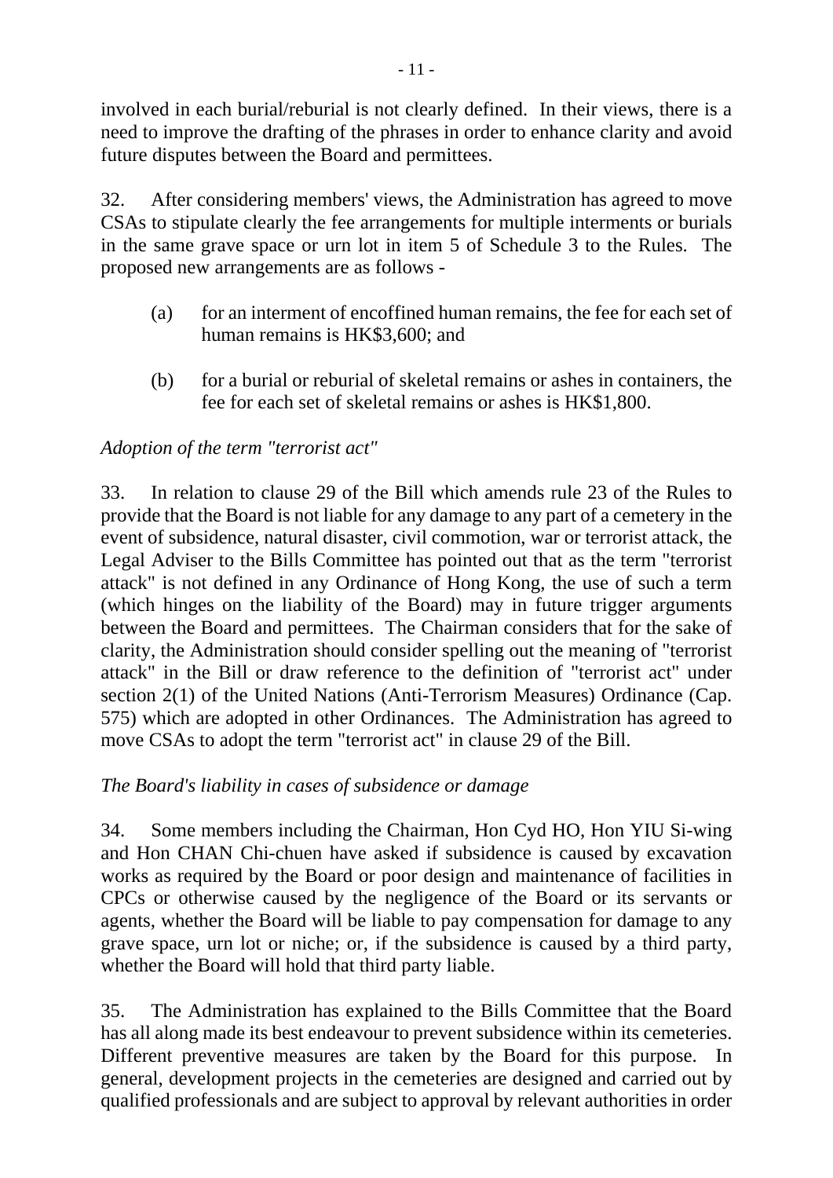involved in each burial/reburial is not clearly defined. In their views, there is a need to improve the drafting of the phrases in order to enhance clarity and avoid future disputes between the Board and permittees.

32. After considering members' views, the Administration has agreed to move CSAs to stipulate clearly the fee arrangements for multiple interments or burials in the same grave space or urn lot in item 5 of Schedule 3 to the Rules. The proposed new arrangements are as follows -

(a) for an interment of encoffined human remains, the fee for each set of human remains is HK$3,600; and

(b) for a burial or reburial of skeletal remains or ashes in containers, the fee for each set of skeletal remains or ashes is HK$1,800.

*Adoption of the term "terrorist act"*

33. In relation to clause 29 of the Bill which amends rule 23 of the Rules to provide that the Board is not liable for any damage to any part of a cemetery in the event of subsidence, natural disaster, civil commotion, war or terrorist attack, the Legal Adviser to the Bills Committee has pointed out that as the term "terrorist attack" is not defined in any Ordinance of Hong Kong, the use of such a term (which hinges on the liability of the Board) may in future trigger arguments between the Board and permittees. The Chairman considers that for the sake of clarity, the Administration should consider spelling out the meaning of "terrorist attack" in the Bill or draw reference to the definition of "terrorist act" under section 2(1) of the United Nations (Anti-Terrorism Measures) Ordinance (Cap. 575) which are adopted in other Ordinances. The Administration has agreed to move CSAs to adopt the term "terrorist act" in clause 29 of the Bill.

*The Board's liability in cases of subsidence or damage*

34. Some members including the Chairman, Hon Cyd HO, Hon YIU Si-wing and Hon CHAN Chi-chuen have asked if subsidence is caused by excavation works as required by the Board or poor design and maintenance of facilities in CPCs or otherwise caused by the negligence of the Board or its servants or agents, whether the Board will be liable to pay compensation for damage to any grave space, urn lot or niche; or, if the subsidence is caused by a third party, whether the Board will hold that third party liable.

35. The Administration has explained to the Bills Committee that the Board has all along made its best endeavour to prevent subsidence within its cemeteries. Different preventive measures are taken by the Board for this purpose. In general, development projects in the cemeteries are designed and carried out by qualified professionals and are subject to approval by relevant authorities in order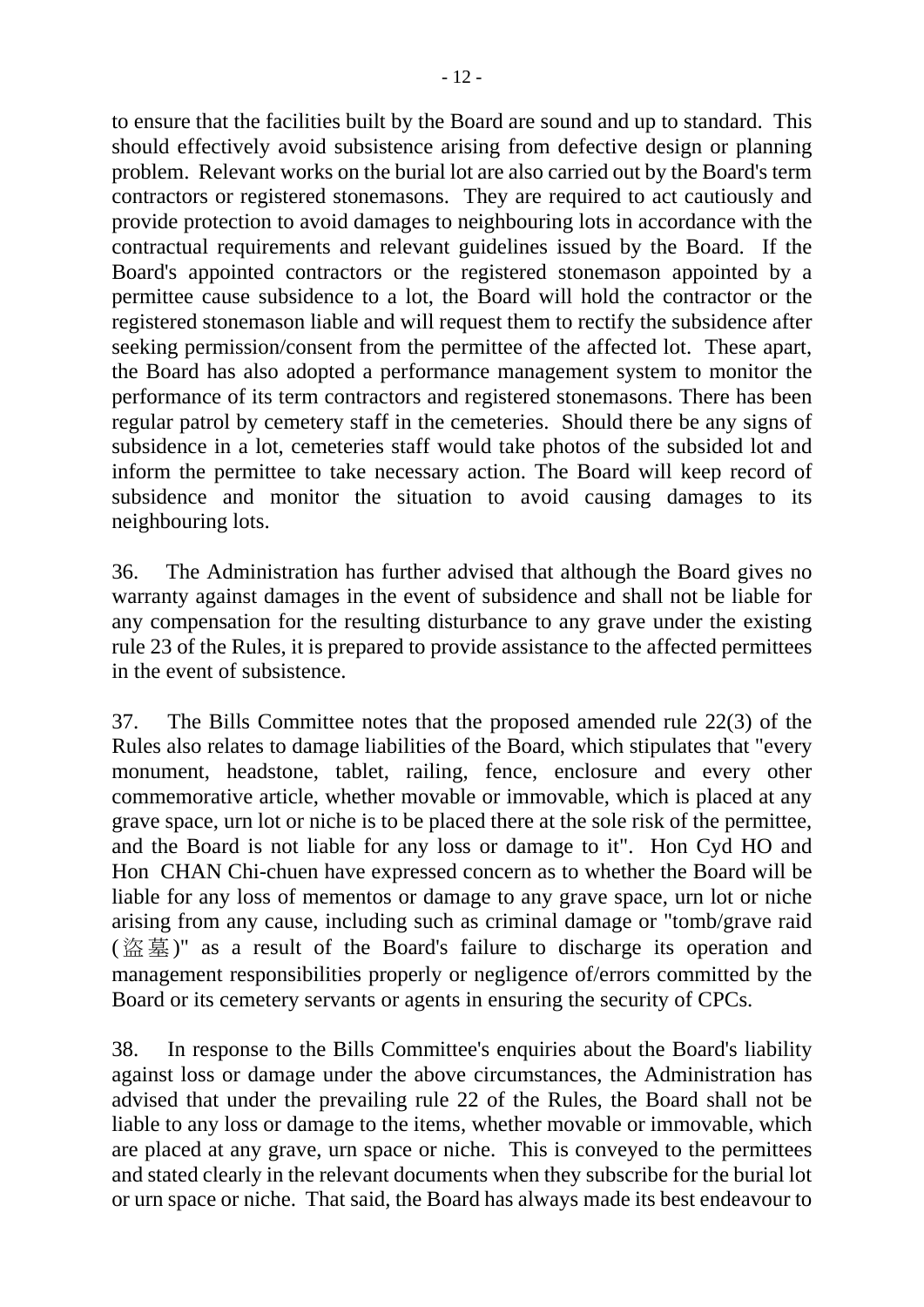to ensure that the facilities built by the Board are sound and up to standard. This should effectively avoid subsistence arising from defective design or planning problem. Relevant works on the burial lot are also carried out by the Board's term contractors or registered stonemasons. They are required to act cautiously and provide protection to avoid damages to neighbouring lots in accordance with the contractual requirements and relevant guidelines issued by the Board. If the Board's appointed contractors or the registered stonemason appointed by a permittee cause subsidence to a lot, the Board will hold the contractor or the registered stonemason liable and will request them to rectify the subsidence after seeking permission/consent from the permittee of the affected lot. These apart, the Board has also adopted a performance management system to monitor the performance of its term contractors and registered stonemasons. There has been regular patrol by cemetery staff in the cemeteries. Should there be any signs of subsidence in a lot, cemeteries staff would take photos of the subsided lot and inform the permittee to take necessary action. The Board will keep record of subsidence and monitor the situation to avoid causing damages to its neighbouring lots.

36. The Administration has further advised that although the Board gives no warranty against damages in the event of subsidence and shall not be liable for any compensation for the resulting disturbance to any grave under the existing rule 23 of the Rules, it is prepared to provide assistance to the affected permittees in the event of subsistence.

37. The Bills Committee notes that the proposed amended rule 22(3) of the Rules also relates to damage liabilities of the Board, which stipulates that "every monument, headstone, tablet, railing, fence, enclosure and every other commemorative article, whether movable or immovable, which is placed at any grave space, urn lot or niche is to be placed there at the sole risk of the permittee, and the Board is not liable for any loss or damage to it". Hon Cyd HO and Hon CHAN Chi-chuen have expressed concern as to whether the Board will be liable for any loss of mementos or damage to any grave space, urn lot or niche arising from any cause, including such as criminal damage or "tomb/grave raid (盜墓)" as a result of the Board's failure to discharge its operation and management responsibilities properly or negligence of/errors committed by the Board or its cemetery servants or agents in ensuring the security of CPCs.

38. In response to the Bills Committee's enquiries about the Board's liability against loss or damage under the above circumstances, the Administration has advised that under the prevailing rule 22 of the Rules, the Board shall not be liable to any loss or damage to the items, whether movable or immovable, which are placed at any grave, urn space or niche. This is conveyed to the permittees and stated clearly in the relevant documents when they subscribe for the burial lot or urn space or niche. That said, the Board has always made its best endeavour to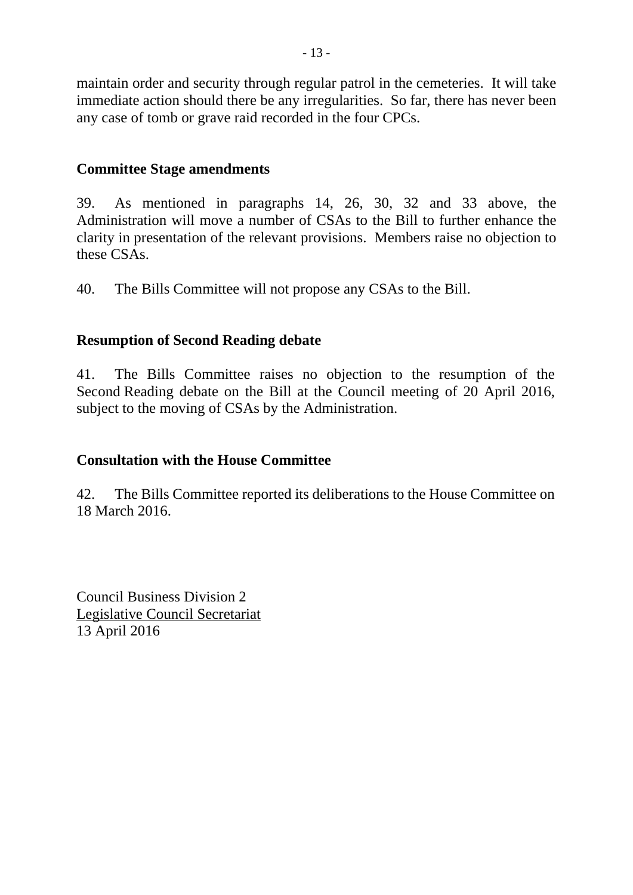maintain order and security through regular patrol in the cemeteries. It will take immediate action should there be any irregularities. So far, there has never been any case of tomb or grave raid recorded in the four CPCs.

## Committee Stage amendments

39. As mentioned in paragraphs 14, 26, 30, 32 and 33 above, the Administration will move a number of CSAs to the Bill to further enhance the clarity in presentation of the relevant provisions. Members raise no objection to these CSAs.

40. The Bills Committee will not propose any CSAs to the Bill.

## Resumption of Second Reading debate

41. The Bills Committee raises no objection to the resumption of the Second Reading debate on the Bill at the Council meeting of 20 April 2016, subject to the moving of CSAs by the Administration.

## Consultation with the House Committee

42. The Bills Committee reported its deliberations to the House Committee on 18 March 2016.

Council Business Division 2
Legislative Council Secretariat
13 April 2016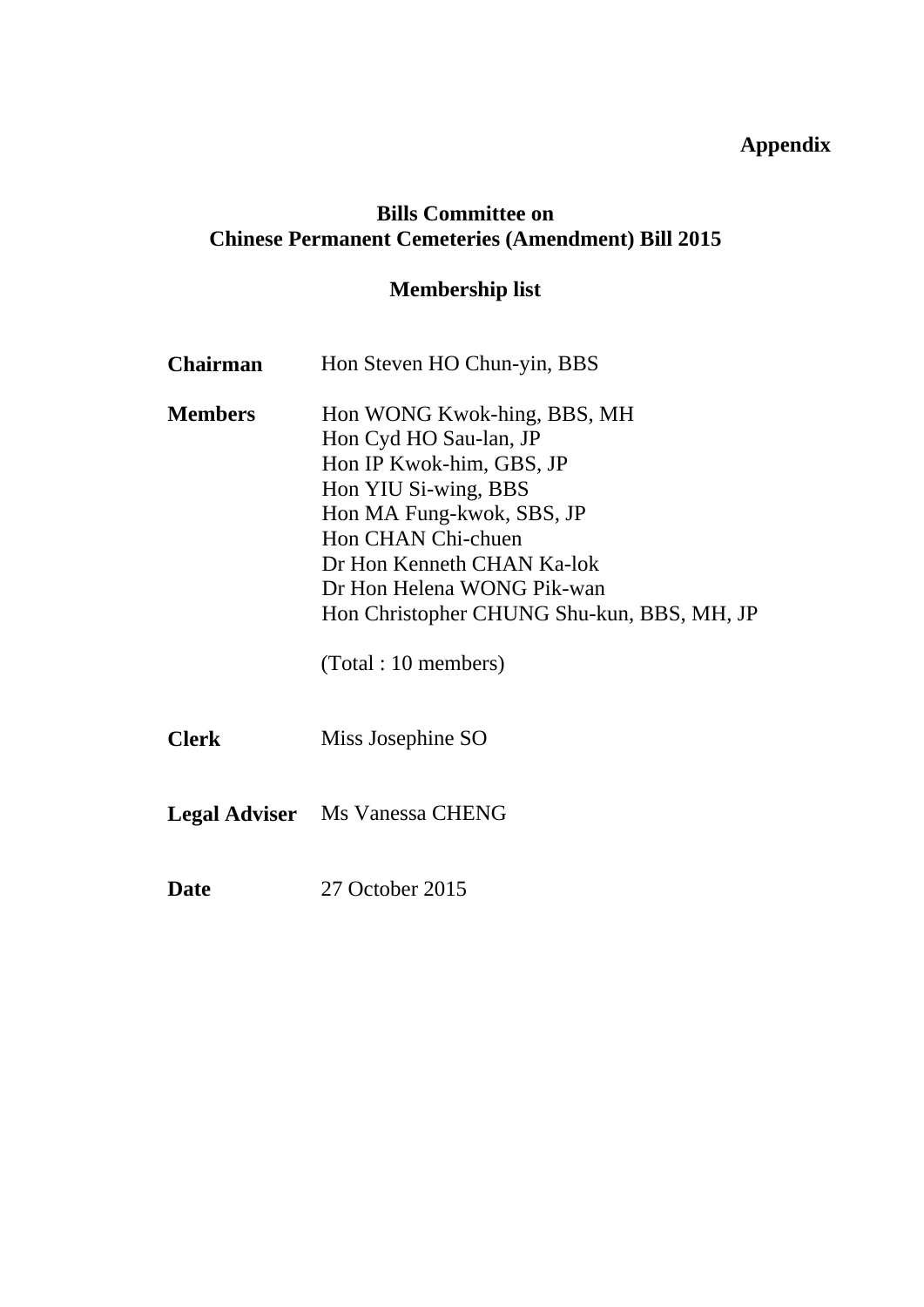**Appendix**

## Bills Committee on Chinese Permanent Cemeteries (Amendment) Bill 2015

### Membership list

| | |
|---|---|
| **Chairman** | Hon Steven HO Chun-yin, BBS |
| **Members** | Hon WONG Kwok-hing, BBS, MH<br>Hon Cyd HO Sau-lan, JP<br>Hon IP Kwok-him, GBS, JP<br>Hon YIU Si-wing, BBS<br>Hon MA Fung-kwok, SBS, JP<br>Hon CHAN Chi-chuen<br>Dr Hon Kenneth CHAN Ka-lok<br>Dr Hon Helena WONG Pik-wan<br>Hon Christopher CHUNG Shu-kun, BBS, MH, JP<br><br>(Total : 10 members) |
| **Clerk** | Miss Josephine SO |
| **Legal Adviser** | Ms Vanessa CHENG |
| **Date** | 27 October 2015 |